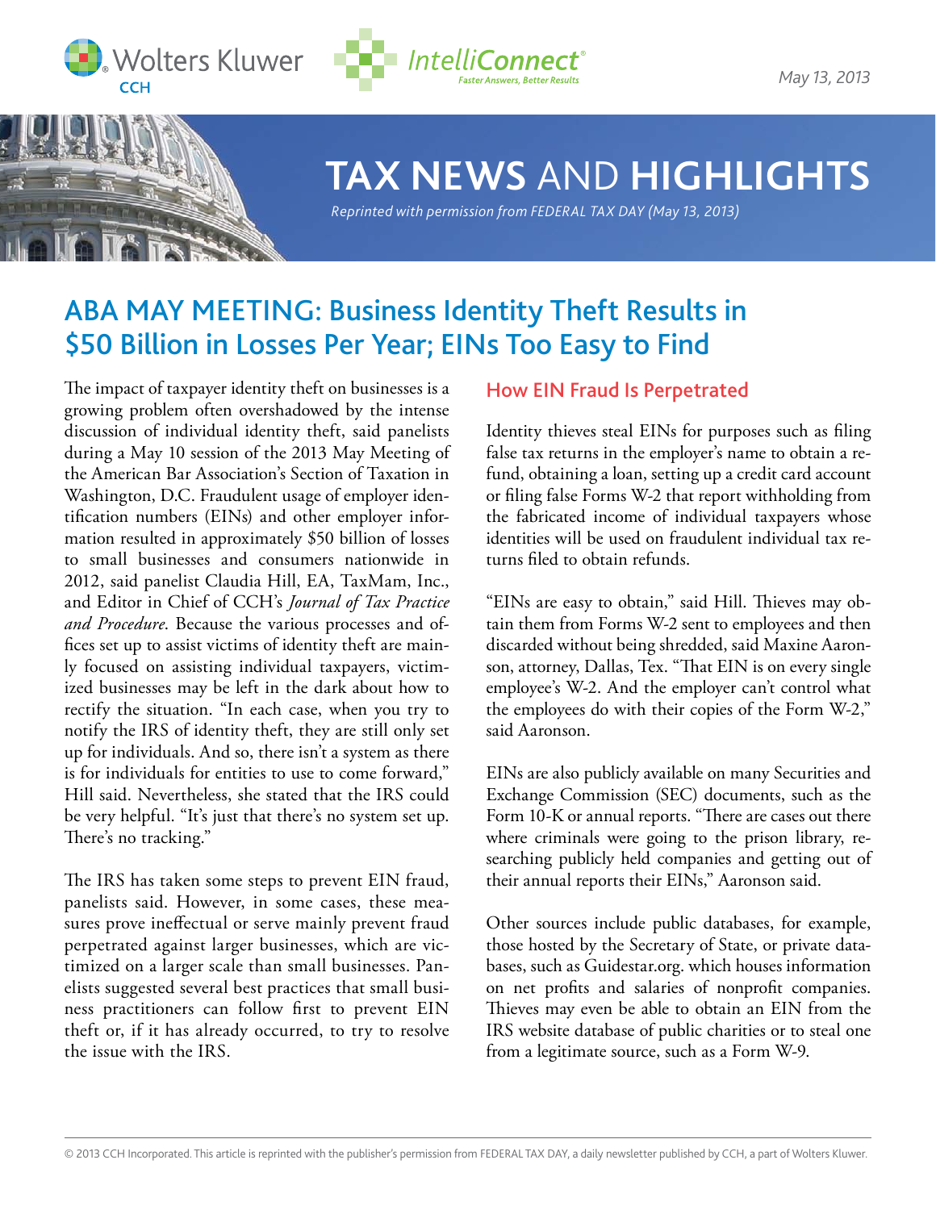May 13, 2013

# TAX NEWS AND HIGHLIGHTS

*Reprinted with permission from FEDERAL TAX DAY (May 13, 2013)*

## ABA MAY MEETING: Business Identity Theft Results in $50 Billion in Losses Per Year; EINs Too Easy to Find

The impact of taxpayer identity theft on businesses is a growing problem often overshadowed by the intense discussion of individual identity theft, said panelists during a May 10 session of the 2013 May Meeting of the American Bar Association's Section of Taxation in Washington, D.C. Fraudulent usage of employer identification numbers (EINs) and other employer information resulted in approximately $50 billion of losses to small businesses and consumers nationwide in 2012, said panelist Claudia Hill, EA, TaxMam, Inc., and Editor in Chief of CCH's *Journal of Tax Practice and Procedure*. Because the various processes and offices set up to assist victims of identity theft are mainly focused on assisting individual taxpayers, victimized businesses may be left in the dark about how to rectify the situation. "In each case, when you try to notify the IRS of identity theft, they are still only set up for individuals. And so, there isn't a system as there is for individuals for entities to use to come forward," Hill said. Nevertheless, she stated that the IRS could be very helpful. "It's just that there's no system set up. There's no tracking."

The IRS has taken some steps to prevent EIN fraud, panelists said. However, in some cases, these measures prove ineffectual or serve mainly prevent fraud perpetrated against larger businesses, which are victimized on a larger scale than small businesses. Panelists suggested several best practices that small business practitioners can follow first to prevent EIN theft or, if it has already occurred, to try to resolve the issue with the IRS.

### How EIN Fraud Is Perpetrated

Identity thieves steal EINs for purposes such as filing false tax returns in the employer's name to obtain a refund, obtaining a loan, setting up a credit card account or filing false Forms W-2 that report withholding from the fabricated income of individual taxpayers whose identities will be used on fraudulent individual tax returns filed to obtain refunds.

"EINs are easy to obtain," said Hill. Thieves may obtain them from Forms W-2 sent to employees and then discarded without being shredded, said Maxine Aaronson, attorney, Dallas, Tex. "That EIN is on every single employee's W-2. And the employer can't control what the employees do with their copies of the Form W-2," said Aaronson.

EINs are also publicly available on many Securities and Exchange Commission (SEC) documents, such as the Form 10-K or annual reports. "There are cases out there where criminals were going to the prison library, researching publicly held companies and getting out of their annual reports their EINs," Aaronson said.

Other sources include public databases, for example, those hosted by the Secretary of State, or private databases, such as Guidestar.org. which houses information on net profits and salaries of nonprofit companies. Thieves may even be able to obtain an EIN from the IRS website database of public charities or to steal one from a legitimate source, such as a Form W-9.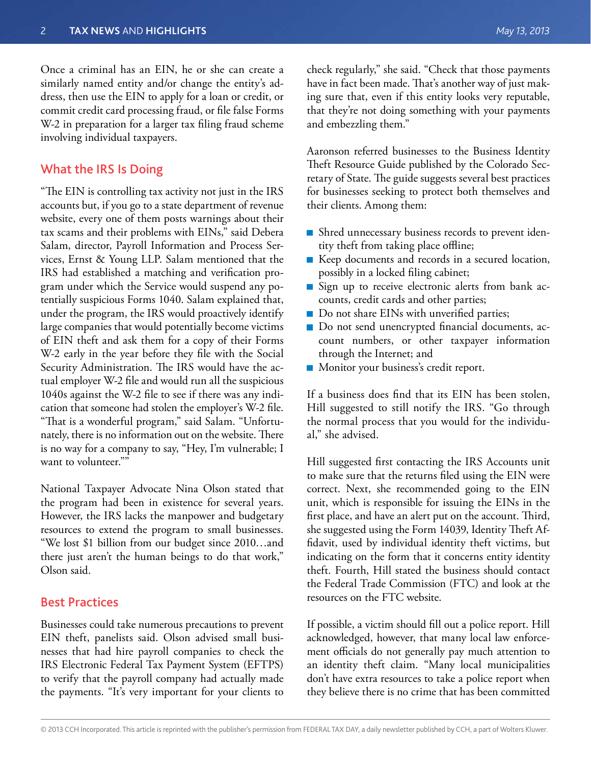Once a criminal has an EIN, he or she can create a similarly named entity and/or change the entity's address, then use the EIN to apply for a loan or credit, or commit credit card processing fraud, or file false Forms W-2 in preparation for a larger tax filing fraud scheme involving individual taxpayers.

## What the IRS Is Doing

"The EIN is controlling tax activity not just in the IRS accounts but, if you go to a state department of revenue website, every one of them posts warnings about their tax scams and their problems with EINs," said Debera Salam, director, Payroll Information and Process Services, Ernst & Young LLP. Salam mentioned that the IRS had established a matching and verification program under which the Service would suspend any potentially suspicious Forms 1040. Salam explained that, under the program, the IRS would proactively identify large companies that would potentially become victims of EIN theft and ask them for a copy of their Forms W-2 early in the year before they file with the Social Security Administration. The IRS would have the actual employer W-2 file and would run all the suspicious 1040s against the W-2 file to see if there was any indication that someone had stolen the employer's W-2 file. "That is a wonderful program," said Salam. "Unfortunately, there is no information out on the website. There is no way for a company to say, "Hey, I'm vulnerable; I want to volunteer.""

National Taxpayer Advocate Nina Olson stated that the program had been in existence for several years. However, the IRS lacks the manpower and budgetary resources to extend the program to small businesses. "We lost $1 billion from our budget since 2010…and there just aren't the human beings to do that work," Olson said.

## Best Practices

Businesses could take numerous precautions to prevent EIN theft, panelists said. Olson advised small businesses that had hire payroll companies to check the IRS Electronic Federal Tax Payment System (EFTPS) to verify that the payroll company had actually made the payments. "It's very important for your clients to check regularly," she said. "Check that those payments have in fact been made. That's another way of just making sure that, even if this entity looks very reputable, that they're not doing something with your payments and embezzling them."

Aaronson referred businesses to the Business Identity Theft Resource Guide published by the Colorado Secretary of State. The guide suggests several best practices for businesses seeking to protect both themselves and their clients. Among them:

- Shred unnecessary business records to prevent identity theft from taking place offline;
- Keep documents and records in a secured location, possibly in a locked filing cabinet;
- Sign up to receive electronic alerts from bank accounts, credit cards and other parties;
- Do not share EINs with unverified parties;
- Do not send unencrypted financial documents, account numbers, or other taxpayer information through the Internet; and
- Monitor your business's credit report.

If a business does find that its EIN has been stolen, Hill suggested to still notify the IRS. "Go through the normal process that you would for the individual," she advised.

Hill suggested first contacting the IRS Accounts unit to make sure that the returns filed using the EIN were correct. Next, she recommended going to the EIN unit, which is responsible for issuing the EINs in the first place, and have an alert put on the account. Third, she suggested using the Form 14039, Identity Theft Affidavit, used by individual identity theft victims, but indicating on the form that it concerns entity identity theft. Fourth, Hill stated the business should contact the Federal Trade Commission (FTC) and look at the resources on the FTC website.

If possible, a victim should fill out a police report. Hill acknowledged, however, that many local law enforcement officials do not generally pay much attention to an identity theft claim. "Many local municipalities don't have extra resources to take a police report when they believe there is no crime that has been committed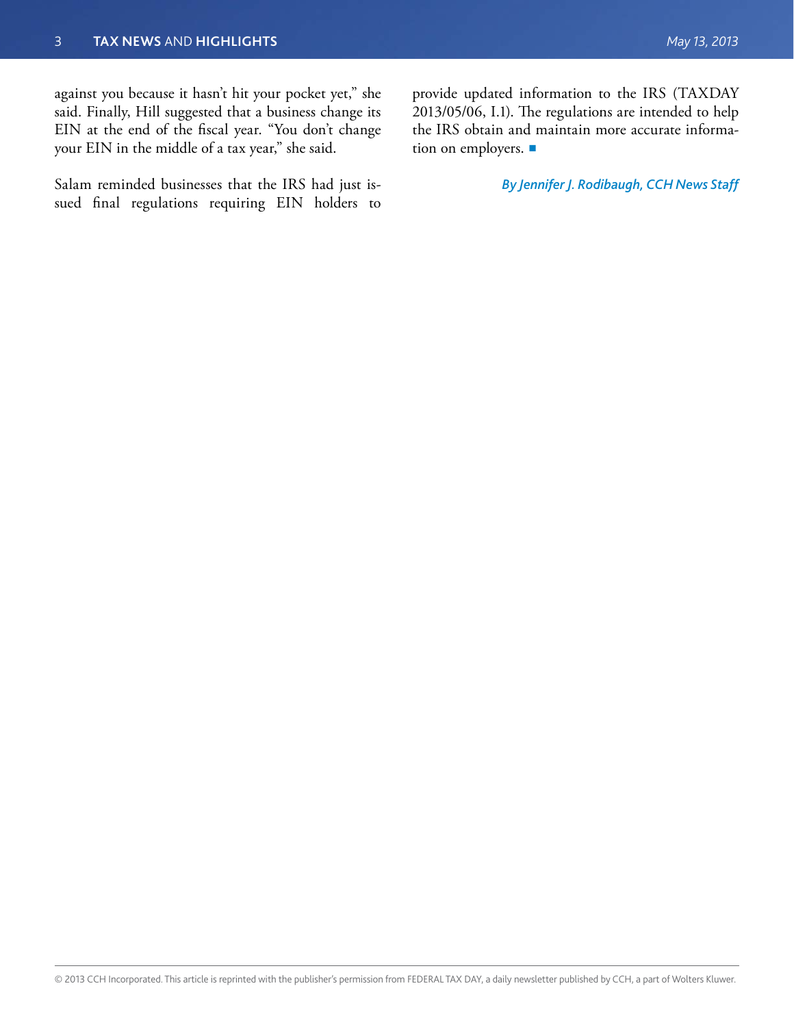against you because it hasn't hit your pocket yet," she said. Finally, Hill suggested that a business change its EIN at the end of the fiscal year. "You don't change your EIN in the middle of a tax year," she said.

Salam reminded businesses that the IRS had just issued final regulations requiring EIN holders to provide updated information to the IRS (TAXDAY 2013/05/06, I.1). The regulations are intended to help the IRS obtain and maintain more accurate information on employers. ■

*By Jennifer J. Rodibaugh, CCH News Staff*

© 2013 CCH Incorporated. This article is reprinted with the publisher's permission from FEDERAL TAX DAY, a daily newsletter published by CCH, a part of Wolters Kluwer.